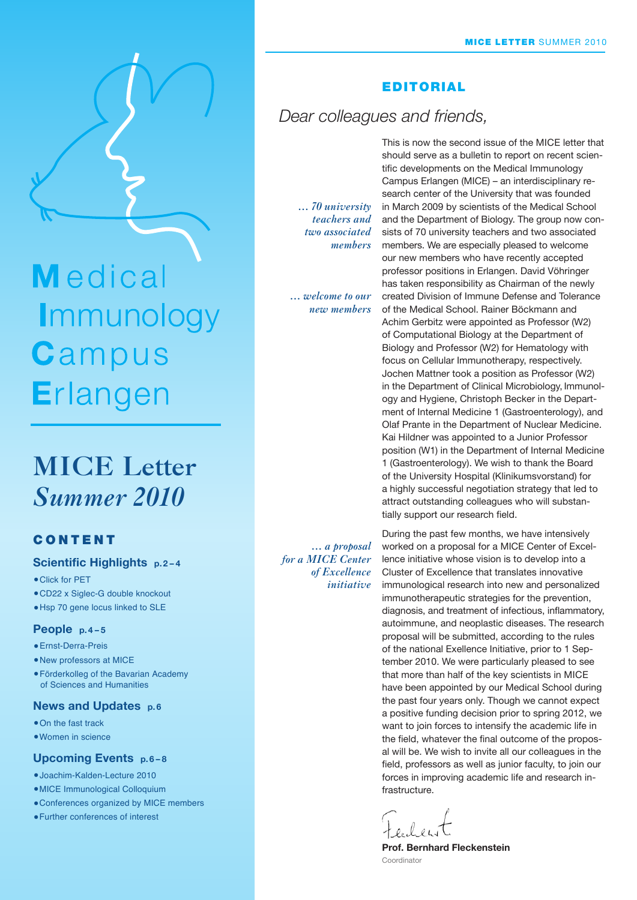# Medical Immunology Campus Erlangen

# MICE Letter *Summer 2010*

## CONTENT

### Scientific Highlights p. 2 – 4

- Click for PET
- CD22 x Siglec-G double knockout
- Hsp 70 gene locus linked to SLE

### People p. 4 – 5

- Ernst-Derra-Preis
- New professors at MICE
- Förderkolleg of the Bavarian Academy of Sciences and Humanities

### News and Updates p. 6

- On the fast track
- Women in science

### Upcoming Events p. 6 – 8

- Joachim-Kalden-Lecture 2010
- MICE Immunological Colloquium
- Conferences organized by MICE members
- Further conferences of interest

## EDITORIAL

*Dear colleagues and friends,*

*... 70 university teachers and two associated members*

*... welcome to our new members*

This is now the second issue of the MICE letter that should serve as a bulletin to report on recent scientific developments on the Medical Immunology Campus Erlangen (MICE) – an interdisciplinary research center of the University that was founded in March 2009 by scientists of the Medical School and the Department of Biology. The group now consists of 70 university teachers and two associated members. We are especially pleased to welcome our new members who have recently accepted professor positions in Erlangen. David Vöhringer has taken responsibility as Chairman of the newly created Division of Immune Defense and Tolerance of the Medical School. Rainer Böckmann and Achim Gerbitz were appointed as Professor (W2) of Computational Biology at the Department of Biology and Professor (W2) for Hematology with focus on Cellular Immunotherapy, respectively. Jochen Mattner took a position as Professor (W2) in the Department of Clinical Microbiology, Immunology and Hygiene, Christoph Becker in the Department of Internal Medicine 1 (Gastroenterology), and Olaf Prante in the Department of Nuclear Medicine. Kai Hildner was appointed to a Junior Professor position (W1) in the Department of Internal Medicine 1 (Gastroenterology). We wish to thank the Board of the University Hospital (Klinikumsvorstand) for a highly successful negotiation strategy that led to attract outstanding colleagues who will substantially support our research field.

*... a proposal for a MICE Center of Excellence initiative*

During the past few months, we have intensively worked on a proposal for a MICE Center of Excellence initiative whose vision is to develop into a Cluster of Excellence that translates innovative immunological research into new and personalized immunotherapeutic strategies for the prevention, diagnosis, and treatment of infectious, inflammatory, autoimmune, and neoplastic diseases. The research proposal will be submitted, according to the rules of the national Exellence Initiative, prior to 1 September 2010. We were particularly pleased to see that more than half of the key scientists in MICE have been appointed by our Medical School during the past four years only. Though we cannot expect a positive funding decision prior to spring 2012, we want to join forces to intensify the academic life in the field, whatever the final outcome of the proposal will be. We wish to invite all our colleagues in the field, professors as well as junior faculty, to join our forces in improving academic life and research infrastructure.

**Prof. Bernhard Fleckenstein**
Coordinator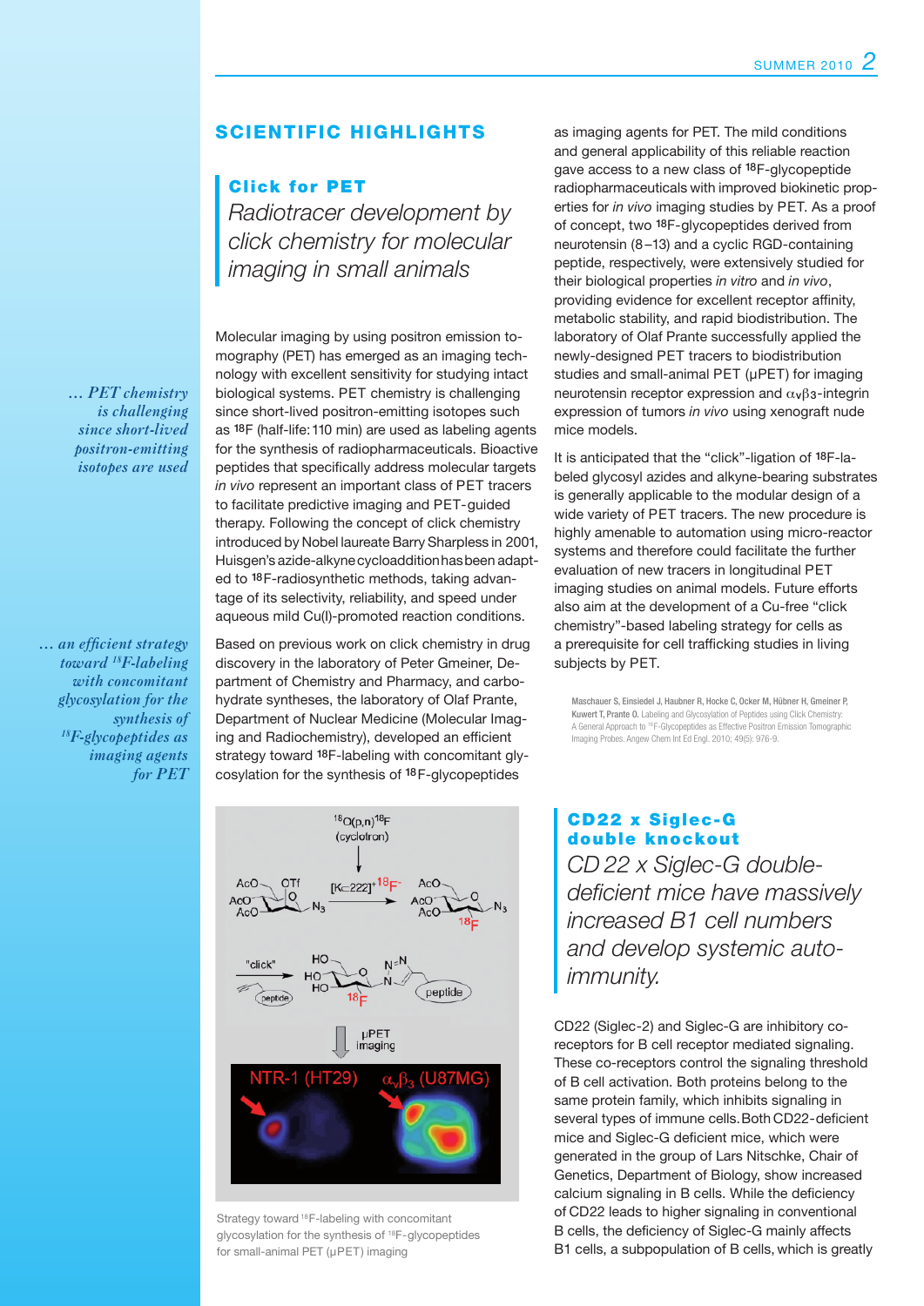# SCIENTIFIC HIGHLIGHTS

## Click for PET

*Radiotracer development by click chemistry for molecular imaging in small animals*

*... PET chemistry is challenging since short-lived positron-emitting isotopes are used*

Molecular imaging by using positron emission tomography (PET) has emerged as an imaging technology with excellent sensitivity for studying intact biological systems. PET chemistry is challenging since short-lived positron-emitting isotopes such as $^{18}F$ (half-life: 110 min) are used as labeling agents for the synthesis of radiopharmaceuticals. Bioactive peptides that specifically address molecular targets *in vivo* represent an important class of PET tracers to facilitate predictive imaging and PET-guided therapy. Following the concept of click chemistry introduced by Nobel laureate Barry Sharpless in 2001, Huisgen's azide-alkyne cycloaddition has been adapted to $^{18}F$-radiosynthetic methods, taking advantage of its selectivity, reliability, and speed under aqueous mild Cu(I)-promoted reaction conditions.

*... an efficient strategy toward $^{18}F$-labeling with concomitant glycosylation for the synthesis of $^{18}F$-glycopeptides as imaging agents for PET*

Based on previous work on click chemistry in drug discovery in the laboratory of Peter Gmeiner, Department of Chemistry and Pharmacy, and carbohydrate syntheses, the laboratory of Olaf Prante, Department of Nuclear Medicine (Molecular Imaging and Radiochemistry), developed an efficient strategy toward $^{18}F$-labeling with concomitant glycosylation for the synthesis of $^{18}F$-glycopeptides as imaging agents for PET. The mild conditions and general applicability of this reliable reaction gave access to a new class of $^{18}F$-glycopeptide radiopharmaceuticals with improved biokinetic properties for *in vivo* imaging studies by PET. As a proof of concept, two $^{18}F$-glycopeptides derived from neurotensin (8–13) and a cyclic RGD-containing peptide, respectively, were extensively studied for their biological properties *in vitro* and *in vivo*, providing evidence for excellent receptor affinity, metabolic stability, and rapid biodistribution. The laboratory of Olaf Prante successfully applied the newly-designed PET tracers to biodistribution studies and small-animal PET (μPET) for imaging neurotensin receptor expression and $\alpha_v\beta_3$-integrin expression of tumors *in vivo* using xenograft nude mice models.

Strategy toward $^{18}F$-labeling with concomitant glycosylation for the synthesis of $^{18}F$-glycopeptides for small-animal PET (μPET) imaging

It is anticipated that the "click"-ligation of $^{18}F$-labeled glycosyl azides and alkyne-bearing substrates is generally applicable to the modular design of a wide variety of PET tracers. The new procedure is highly amenable to automation using micro-reactor systems and therefore could facilitate the further evaluation of new tracers in longitudinal PET imaging studies on animal models. Future efforts also aim at the development of a Cu-free "click chemistry"-based labeling strategy for cells as a prerequisite for cell trafficking studies in living subjects by PET.

**Maschauer S, Einsiedel J, Haubner R, Hocke C, Ocker M, Hübner H, Gmeiner P, Kuwert T, Prante O.** Labeling and Glycosylation of Peptides using Click Chemistry: A General Approach to $^{18}F$-Glycopeptides as Effective Positron Emission Tomographic Imaging Probes. Angew Chem Int Ed Engl. 2010; 49(5): 976-9.

## CD22 x Siglec-G double knockout

*CD 22 x Siglec-G double-deficient mice have massively increased B1 cell numbers and develop systemic autoimmunity.*

CD22 (Siglec-2) and Siglec-G are inhibitory co-receptors for B cell receptor mediated signaling. These co-receptors control the signaling threshold of B cell activation. Both proteins belong to the same protein family, which inhibits signaling in several types of immune cells. Both CD22-deficient mice and Siglec-G deficient mice, which were generated in the group of Lars Nitschke, Chair of Genetics, Department of Biology, show increased calcium signaling in B cells. While the deficiency of CD22 leads to higher signaling in conventional B cells, the deficiency of Siglec-G mainly affects B1 cells, a subpopulation of B cells, which is greatly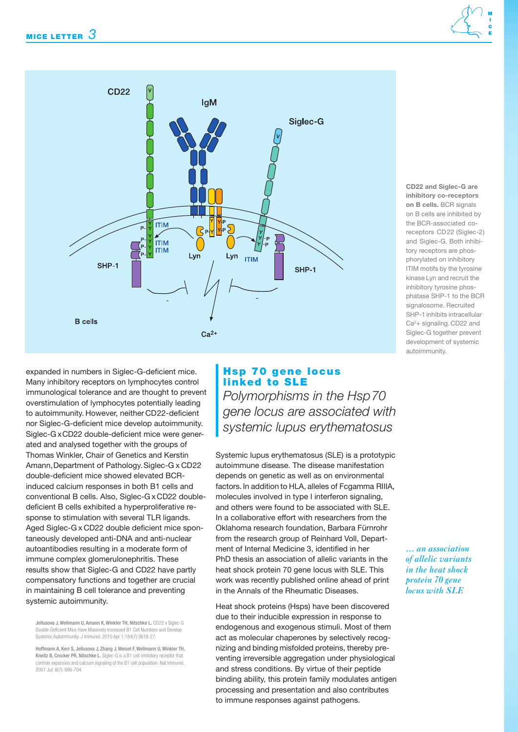**CD22 and Siglec-G are inhibitory co-receptors on B cells.** BCR signals on B cells are inhibited by the BCR-associated co-receptors CD22 (Siglec-2) and Siglec-G. Both inhibitory receptors are phosphorylated on inhibitory ITIM motifs by the tyrosine kinase Lyn and recruit the inhibitory tyrosine phosphatase SHP-1 to the BCR signalosome. Recruited SHP-1 inhibits intracellular $Ca^{2+}$ signaling. CD22 and Siglec-G together prevent development of systemic autoimmunity.

expanded in numbers in Siglec-G-deficient mice. Many inhibitory receptors on lymphocytes control immunological tolerance and are thought to prevent overstimulation of lymphocytes potentially leading to autoimmunity. However, neither CD22-deficient nor Siglec-G-deficient mice develop autoimmunity. Siglec-G x CD22 double-deficient mice were generated and analysed together with the groups of Thomas Winkler, Chair of Genetics and Kerstin Amann, Department of Pathology. Siglec-G x CD22 double-deficient mice showed elevated BCR-induced calcium responses in both B1 cells and conventional B cells. Also, Siglec-G x CD22 double-deficient B cells exhibited a hyperproliferative response to stimulation with several TLR ligands. Aged Siglec-G x CD22 double deficient mice spontaneously developed anti-DNA and anti-nuclear autoantibodies resulting in a moderate form of immune complex glomerulonephritis. These results show that Siglec-G and CD22 have partly compensatory functions and together are crucial in maintaining B cell tolerance and preventing systemic autoimmunity.

**Jellusova J, Wellmann U, Amann K, Winkler TH, Nitschke L.** CD22 x Siglec-G Double-Deficient Mice Have Massively Increased B1 Cell Numbers and Develop Systemic Autoimmunity. J Immunol. 2010 Apr 1;184(7):3618-27.

**Hoffmann A, Kerr S, Jellusova J, Zhang J, Weisel F, Wellmann U, Winkler TH, Kneitz B, Crocker PR, Nitschke L.** Siglec-G is a B1 cell-inhibitory receptor that controls expansion and calcium signaling of the B1 cell population. Nat Immunol. 2007 Jul; 8(7): 695-704.

## Hsp 70 gene locus linked to SLE

*Polymorphisms in the Hsp70 gene locus are associated with systemic lupus erythematosus*

Systemic lupus erythematosus (SLE) is a prototypic autoimmune disease. The disease manifestation depends on genetic as well as on environmental factors. In addition to HLA, alleles of Fcgamma RIIIA, molecules involved in type I interferon signaling, and others were found to be associated with SLE. In a collaborative effort with researchers from the Oklahoma research foundation, Barbara Fürnrohr from the research group of Reinhard Voll, Department of Internal Medicine 3, identified in her PhD thesis an association of allelic variants in the heat shock protein 70 gene locus with SLE. This work was recently published online ahead of print in the Annals of the Rheumatic Diseases.

*... an association of allelic variants in the heat shock protein 70 gene locus with SLE*

Heat shock proteins (Hsps) have been discovered due to their inducible expression in response to endogenous and exogenous stimuli. Most of them act as molecular chaperones by selectively recognizing and binding misfolded proteins, thereby preventing irreversible aggregation under physiological and stress conditions. By virtue of their peptide binding ability, this protein family modulates antigen processing and presentation and also contributes to immune responses against pathogens.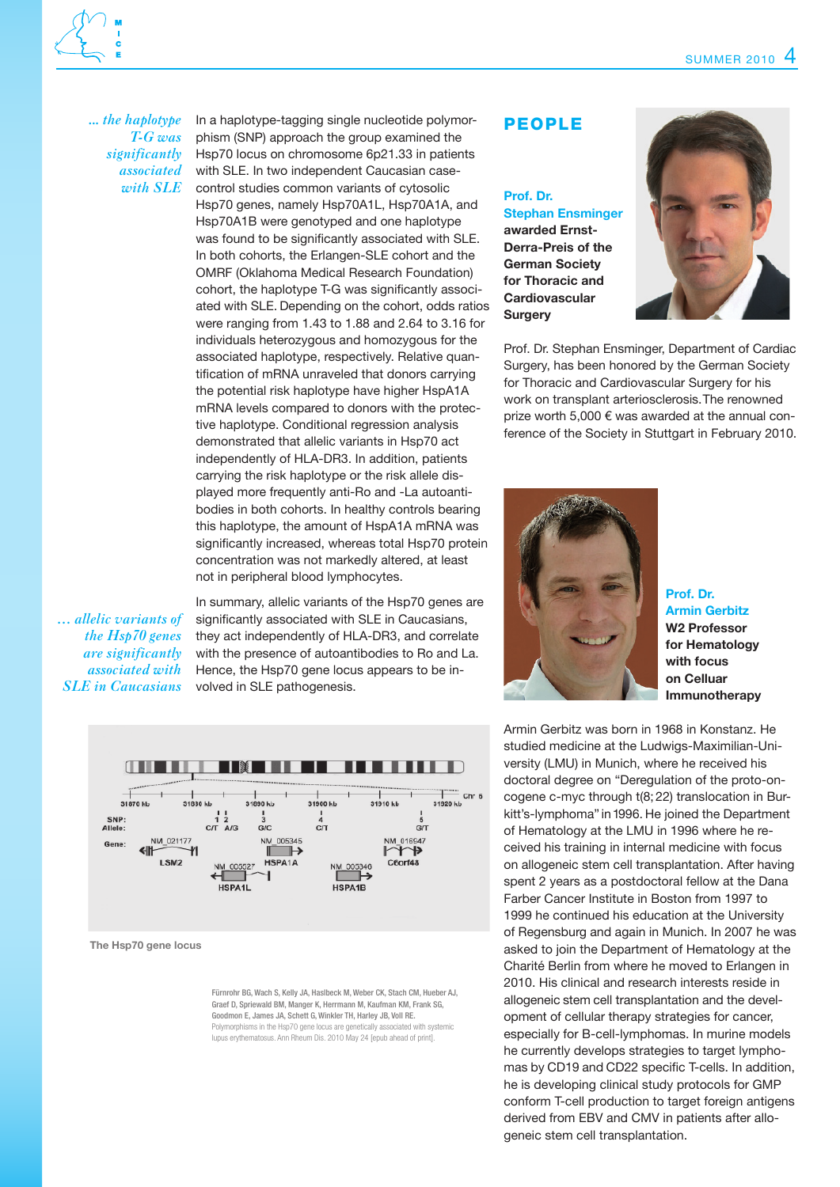*... the haplotype T-G was significantly associated with SLE*

In a haplotype-tagging single nucleotide polymorphism (SNP) approach the group examined the Hsp70 locus on chromosome 6p21.33 in patients with SLE. In two independent Caucasian case-control studies common variants of cytosolic Hsp70 genes, namely Hsp70A1L, Hsp70A1A, and Hsp70A1B were genotyped and one haplotype was found to be significantly associated with SLE. In both cohorts, the Erlangen-SLE cohort and the OMRF (Oklahoma Medical Research Foundation) cohort, the haplotype T-G was significantly associated with SLE. Depending on the cohort, odds ratios were ranging from 1.43 to 1.88 and 2.64 to 3.16 for individuals heterozygous and homozygous for the associated haplotype, respectively. Relative quantification of mRNA unraveled that donors carrying the potential risk haplotype have higher HspA1A mRNA levels compared to donors with the protective haplotype. Conditional regression analysis demonstrated that allelic variants in Hsp70 act independently of HLA-DR3. In addition, patients carrying the risk haplotype or the risk allele displayed more frequently anti-Ro and -La autoantibodies in both cohorts. In healthy controls bearing this haplotype, the amount of HspA1A mRNA was significantly increased, whereas total Hsp70 protein concentration was not markedly altered, at least not in peripheral blood lymphocytes.

*... allelic variants of the Hsp70 genes are significantly associated with SLE in Caucasians*

In summary, allelic variants of the Hsp70 genes are significantly associated with SLE in Caucasians, they act independently of HLA-DR3, and correlate with the presence of autoantibodies to Ro and La. Hence, the Hsp70 gene locus appears to be involved in SLE pathogenesis.

The Hsp70 gene locus

Fürnrohr BG, Wach S, Kelly JA, Haslbeck M, Weber CK, Stach CM, Hueber AJ, Graef D, Spriewald BM, Manger K, Herrmann M, Kaufman KM, Frank SG, Goodmon E, James JA, Schett G, Winkler TH, Harley JB, Voll RE. Polymorphisms in the Hsp70 gene locus are genetically associated with systemic lupus erythematosus. Ann Rheum Dis. 2010 May 24 [epub ahead of print].

## PEOPLE

### Prof. Dr. Stephan Ensminger awarded Ernst-Derra-Preis of the German Society for Thoracic and Cardiovascular Surgery

Prof. Dr. Stephan Ensminger, Department of Cardiac Surgery, has been honored by the German Society for Thoracic and Cardiovascular Surgery for his work on transplant arteriosclerosis. The renowned prize worth 5,000 € was awarded at the annual conference of the Society in Stuttgart in February 2010.

### Prof. Dr. Armin Gerbitz W2 Professor for Hematology with focus on Celluar Immunotherapy

Armin Gerbitz was born in 1968 in Konstanz. He studied medicine at the Ludwigs-Maximilian-University (LMU) in Munich, where he received his doctoral degree on "Deregulation of the proto-oncogene c-myc through t(8;22) translocation in Burkitt's-lymphoma" in 1996. He joined the Department of Hematology at the LMU in 1996 where he received his training in internal medicine with focus on allogeneic stem cell transplantation. After having spent 2 years as a postdoctoral fellow at the Dana Farber Cancer Institute in Boston from 1997 to 1999 he continued his education at the University of Regensburg and again in Munich. In 2007 he was asked to join the Department of Hematology at the Charité Berlin from where he moved to Erlangen in 2010. His clinical and research interests reside in allogeneic stem cell transplantation and the development of cellular therapy strategies for cancer, especially for B-cell-lymphomas. In murine models he currently develops strategies to target lymphomas by CD19 and CD22 specific T-cells. In addition, he is developing clinical study protocols for GMP conform T-cell production to target foreign antigens derived from EBV and CMV in patients after allogeneic stem cell transplantation.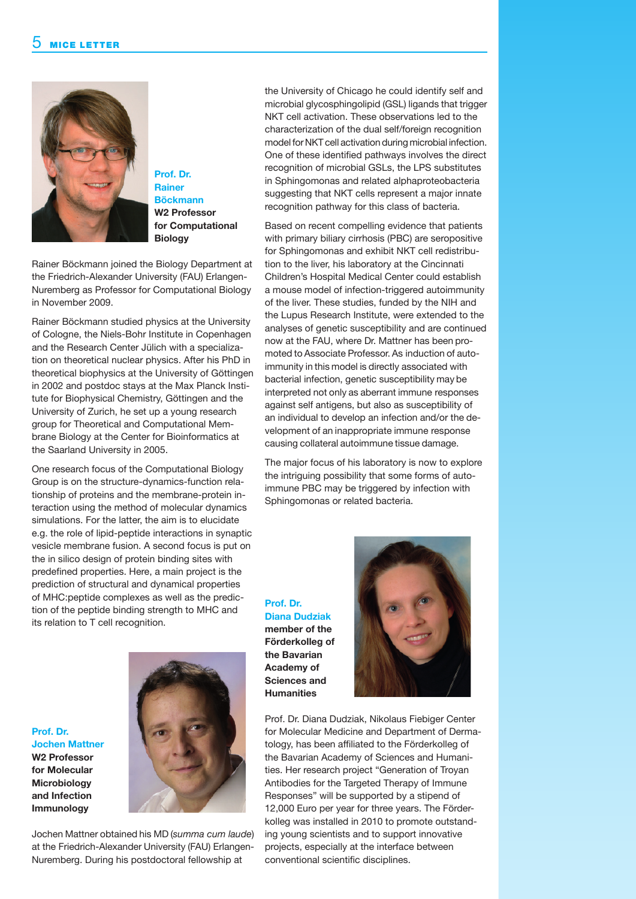## Prof. Dr. Rainer Böckmann

**W2 Professor for Computational Biology**

Rainer Böckmann joined the Biology Department at the Friedrich-Alexander University (FAU) Erlangen-Nuremberg as Professor for Computational Biology in November 2009.

Rainer Böckmann studied physics at the University of Cologne, the Niels-Bohr Institute in Copenhagen and the Research Center Jülich with a specialization on theoretical nuclear physics. After his PhD in theoretical biophysics at the University of Göttingen in 2002 and postdoc stays at the Max Planck Institute for Biophysical Chemistry, Göttingen and the University of Zurich, he set up a young research group for Theoretical and Computational Membrane Biology at the Center for Bioinformatics at the Saarland University in 2005.

One research focus of the Computational Biology Group is on the structure-dynamics-function relationship of proteins and the membrane-protein interaction using the method of molecular dynamics simulations. For the latter, the aim is to elucidate e.g. the role of lipid-peptide interactions in synaptic vesicle membrane fusion. A second focus is put on the in silico design of protein binding sites with predefined properties. Here, a main project is the prediction of structural and dynamical properties of MHC:peptide complexes as well as the prediction of the peptide binding strength to MHC and its relation to T cell recognition.

## Prof. Dr. Jochen Mattner

**W2 Professor for Molecular Microbiology and Infection Immunology**

Jochen Mattner obtained his MD (*summa cum laude*) at the Friedrich-Alexander University (FAU) Erlangen-Nuremberg. During his postdoctoral fellowship at the University of Chicago he could identify self and microbial glycosphingolipid (GSL) ligands that trigger NKT cell activation. These observations led to the characterization of the dual self/foreign recognition model for NKT cell activation during microbial infection. One of these identified pathways involves the direct recognition of microbial GSLs, the LPS substitutes in Sphingomonas and related alphaproteobacteria suggesting that NKT cells represent a major innate recognition pathway for this class of bacteria.

Based on recent compelling evidence that patients with primary biliary cirrhosis (PBC) are seropositive for Sphingomonas and exhibit NKT cell redistribution to the liver, his laboratory at the Cincinnati Children's Hospital Medical Center could establish a mouse model of infection-triggered autoimmunity of the liver. These studies, funded by the NIH and the Lupus Research Institute, were extended to the analyses of genetic susceptibility and are continued now at the FAU, where Dr. Mattner has been promoted to Associate Professor. As induction of autoimmunity in this model is directly associated with bacterial infection, genetic susceptibility may be interpreted not only as aberrant immune responses against self antigens, but also as susceptibility of an individual to develop an infection and/or the development of an inappropriate immune response causing collateral autoimmune tissue damage.

The major focus of his laboratory is now to explore the intriguing possibility that some forms of autoimmune PBC may be triggered by infection with Sphingomonas or related bacteria.

## Prof. Dr. Diana Dudziak

**member of the Förderkolleg of the Bavarian Academy of Sciences and Humanities**

Prof. Dr. Diana Dudziak, Nikolaus Fiebiger Center for Molecular Medicine and Department of Dermatology, has been affiliated to the Förderkolleg of the Bavarian Academy of Sciences and Humanities. Her research project "Generation of Troyan Antibodies for the Targeted Therapy of Immune Responses" will be supported by a stipend of 12,000 Euro per year for three years. The Förderkolleg was installed in 2010 to promote outstanding young scientists and to support innovative projects, especially at the interface between conventional scientific disciplines.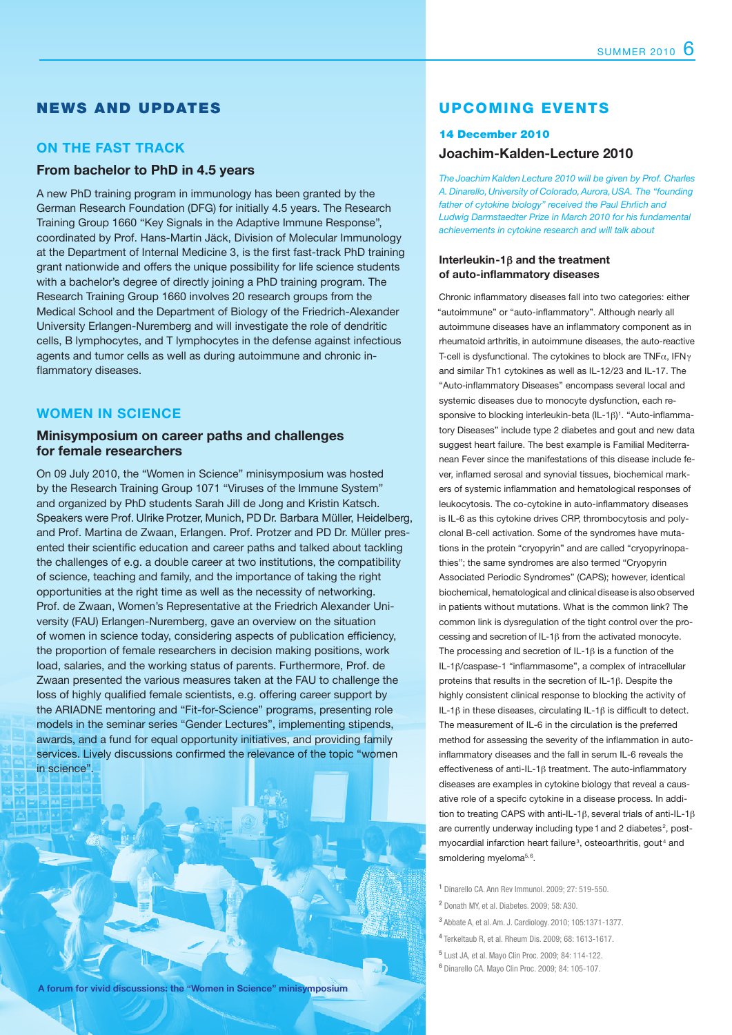## NEWS AND UPDATES

### ON THE FAST TRACK

#### From bachelor to PhD in 4.5 years

A new PhD training program in immunology has been granted by the German Research Foundation (DFG) for initially 4.5 years. The Research Training Group 1660 "Key Signals in the Adaptive Immune Response", coordinated by Prof. Hans-Martin Jäck, Division of Molecular Immunology at the Department of Internal Medicine 3, is the first fast-track PhD training grant nationwide and offers the unique possibility for life science students with a bachelor's degree of directly joining a PhD training program. The Research Training Group 1660 involves 20 research groups from the Medical School and the Department of Biology of the Friedrich-Alexander University Erlangen-Nuremberg and will investigate the role of dendritic cells, B lymphocytes, and T lymphocytes in the defense against infectious agents and tumor cells as well as during autoimmune and chronic inflammatory diseases.

### WOMEN IN SCIENCE

#### Minisymposium on career paths and challenges for female researchers

On 09 July 2010, the "Women in Science" minisymposium was hosted by the Research Training Group 1071 "Viruses of the Immune System" and organized by PhD students Sarah Jill de Jong and Kristin Katsch. Speakers were Prof. Ulrike Protzer, Munich, PD Dr. Barbara Müller, Heidelberg, and Prof. Martina de Zwaan, Erlangen. Prof. Protzer and PD Dr. Müller presented their scientific education and career paths and talked about tackling the challenges of e.g. a double career at two institutions, the compatibility of science, teaching and family, and the importance of taking the right opportunities at the right time as well as the necessity of networking. Prof. de Zwaan, Women's Representative at the Friedrich Alexander University (FAU) Erlangen-Nuremberg, gave an overview on the situation of women in science today, considering aspects of publication efficiency, the proportion of female researchers in decision making positions, work load, salaries, and the working status of parents. Furthermore, Prof. de Zwaan presented the various measures taken at the FAU to challenge the loss of highly qualified female scientists, e.g. offering career support by the ARIADNE mentoring and "Fit-for-Science" programs, presenting role models in the seminar series "Gender Lectures", implementing stipends, awards, and a fund for equal opportunity initiatives, and providing family services. Lively discussions confirmed the relevance of the topic "women in science".

**A forum for vivid discussions: the "Women in Science" minisymposium**

## UPCOMING EVENTS

**14 December 2010**

### Joachim-Kalden-Lecture 2010

*The Joachim Kalden Lecture 2010 will be given by Prof. Charles A. Dinarello, University of Colorado, Aurora, USA. The "founding father of cytokine biology" received the Paul Ehrlich and Ludwig Darmstaedter Prize in March 2010 for his fundamental achievements in cytokine research and will talk about*

#### Interleukin-1β and the treatment of auto-inflammatory diseases

Chronic inflammatory diseases fall into two categories: either "autoimmune" or "auto-inflammatory". Although nearly all autoimmune diseases have an inflammatory component as in rheumatoid arthritis, in autoimmune diseases, the auto-reactive T-cell is dysfunctional. The cytokines to block are TNFα, IFNγ and similar Th1 cytokines as well as IL-12/23 and IL-17. The "Auto-inflammatory Diseases" encompass several local and systemic diseases due to monocyte dysfunction, each responsive to blocking interleukin-beta (IL-1β)[1]. "Auto-inflammatory Diseases" include type 2 diabetes and gout and new data suggest heart failure. The best example is Familial Mediterranean Fever since the manifestations of this disease include fever, inflamed serosal and synovial tissues, biochemical markers of systemic inflammation and hematological responses of leukocytosis. The co-cytokine in auto-inflammatory diseases is IL-6 as this cytokine drives CRP, thrombocytosis and polyclonal B-cell activation. Some of the syndromes have mutations in the protein "cryopyrin" and are called "cryopyrinopathies"; the same syndromes are also termed "Cryopyrin Associated Periodic Syndromes" (CAPS); however, identical biochemical, hematological and clinical disease is also observed in patients without mutations. What is the common link? The common link is dysregulation of the tight control over the processing and secretion of IL-1β from the activated monocyte. The processing and secretion of IL-1β is a function of the IL-1β/caspase-1 "inflammasome", a complex of intracellular proteins that results in the secretion of IL-1β. Despite the highly consistent clinical response to blocking the activity of IL-1β in these diseases, circulating IL-1β is difficult to detect. The measurement of IL-6 in the circulation is the preferred method for assessing the severity of the inflammation in auto-inflammatory diseases and the fall in serum IL-6 reveals the effectiveness of anti-IL-1β treatment. The auto-inflammatory diseases are examples in cytokine biology that reveal a causative role of a specifc cytokine in a disease process. In addition to treating CAPS with anti-IL-1β, several trials of anti-IL-1β are currently underway including type 1 and 2 diabetes[2], post-myocardial infarction heart failure[3], osteoarthritis, gout[4] and smoldering myeloma[5,6].

[1] Dinarello CA. Ann Rev Immunol. 2009; 27: 519-550.

[2] Donath MY, et al. Diabetes. 2009; 58: A30.

[3] Abbate A, et al. Am. J. Cardiology. 2010; 105:1371-1377.

[4] Terkeltaub R, et al. Rheum Dis. 2009; 68: 1613-1617.

[5] Lust JA, et al. Mayo Clin Proc. 2009; 84: 114-122.

[6] Dinarello CA. Mayo Clin Proc. 2009; 84: 105-107.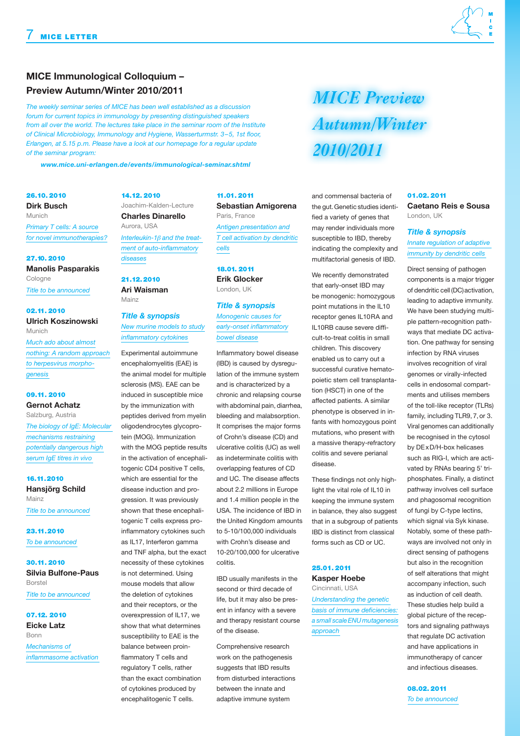## MICE Immunological Colloquium – Preview Autumn/Winter 2010/2011

*The weekly seminar series of MICE has been well established as a discussion forum for current topics in immunology by presenting distinguished speakers from all over the world. The lectures take place in the seminar room of the Institute of Clinical Microbiology, Immunology and Hygiene, Wasserturmstr. 3–5, 1st floor, Erlangen, at 5.15 p.m. Please have a look at our homepage for a regular update of the seminar program:*

***www.mice.uni-erlangen.de/events/immunological-seminar.shtml***

*MICE Preview Autumn/Winter 2010/2011*

**26.10.2010**
**Dirk Busch**
Munich
*Primary T cells: A source for novel immunotherapies?*

**27.10.2010**
**Manolis Pasparakis**
Cologne
*Title to be announced*

**02.11.2010**
**Ulrich Koszinowski**
Munich
*Much ado about almost nothing: A random approach to herpesvirus morphogenesis*

**09.11.2010**
**Gernot Achatz**
Salzburg, Austria
*The biology of IgE: Molecular mechanisms restraining potentially dangerous high serum IgE titres in vivo*

**16.11.2010**
**Hansjörg Schild**
Mainz
*Title to be announced*

**23.11.2010**
*To be announced*

**30.11.2010**
**Silvia Bulfone-Paus**
Borstel
*Title to be announced*

**07.12.2010**
**Eicke Latz**
Bonn
*Mechanisms of inflammasome activation*

**14.12.2010**
Joachim-Kalden-Lecture
**Charles Dinarello**
Aurora, USA
*Interleukin-1β and the treatment of auto-inflammatory diseases*

**21.12.2010**
**Ari Waisman**
Mainz

***Title & synopsis***
*New murine models to study inflammatory cytokines*

Experimental autoimmune encephalomyelitis (EAE) is the animal model for multiple sclerosis (MS). EAE can be induced in susceptible mice by the immunization with peptides derived from myelin oligodendrocytes glycoprotein (MOG). Immunization with the MOG peptide results in the activation of encephalitogenic CD4 positive T cells, which are essential for the disease induction and progression. It was previously shown that these encephalitogenic T cells express pro-inflammatory cytokines such as IL17, Interferon gamma and TNF alpha, but the exact necessity of these cytokines is not determined. Using mouse models that allow the deletion of cytokines and their receptors, or the overexpression of IL17, we show that what determines susceptibility to EAE is the balance between proinflammatory T cells and regulatory T cells, rather than the exact combination of cytokines produced by encephalitogenic T cells.

**11.01.2011**
**Sebastian Amigorena**
Paris, France
*Antigen presentation and T cell activation by dendritic cells*

**18.01.2011**
**Erik Glocker**
London, UK

***Title & synopsis***
*Monogenic causes for early-onset inflammatory bowel disease*

Inflammatory bowel disease (IBD) is caused by dysregulation of the immune system and is characterized by a chronic and relapsing course with abdominal pain, diarrhea, bleeding and malabsorption. It comprises the major forms of Crohn's disease (CD) and ulcerative colitis (UC) as well as indeterminate colitis with overlapping features of CD and UC. The disease affects about 2.2 millions in Europe and 1.4 million people in the USA. The incidence of IBD in the United Kingdom amounts to 5-10/100,000 individuals with Crohn's disease and 10-20/100,000 for ulcerative colitis.

IBD usually manifests in the second or third decade of life, but it may also be present in infancy with a severe and therapy resistant course of the disease.

Comprehensive research work on the pathogenesis suggests that IBD results from disturbed interactions between the innate and adaptive immune system and commensal bacteria of the gut. Genetic studies identified a variety of genes that may render individuals more susceptible to IBD, thereby indicating the complexity and multifactorial genesis of IBD.

We recently demonstrated that early-onset IBD may be monogenic: homozygous point mutations in the IL10 receptor genes IL10RA and IL10RB cause severe difficult-to-treat colitis in small children. This discovery enabled us to carry out a successful curative hematopoietic stem cell transplantation (HSCT) in one of the affected patients. A similar phenotype is observed in infants with homozygous point mutations in IL10, who present with a massive therapy-refractory colitis and severe perianal disease.

These findings not only highlight the vital role of IL10 in keeping the immune system in balance, they also suggest that in a subgroup of patients IBD is distinct from classical forms such as CD or UC.

**25.01.2011**
**Kasper Hoebe**
Cincinnati, USA
*Understanding the genetic basis of immune deficiencies: a small scale ENU mutagenesis approach*

**01.02.2011**
**Caetano Reis e Sousa**
London, UK

***Title & synopsis***
*Innate regulation of adaptive immunity by dendritic cells*

Direct sensing of pathogen components is a major trigger of dendritic cell (DC) activation, leading to adaptive immunity. We have been studying multiple pattern-recognition pathways that mediate DC activation. One pathway for sensing infection by RNA viruses involves recognition of viral genomes or virally-infected cells in endosomal compartments and utilises members of the toll-like receptor (TLRs) family, including TLR9, 7, or 3. Viral genomes can additionally be recognised in the cytosol by DExD/H-box helicases such as RIG-I, which are activated by RNAs bearing 5' triphosphates. Finally, a distinct pathway involves cell surface and phagosomal recognition of fungi by C-type lectins, which signal via Syk kinase. Notably, some of these pathways are involved not only in direct sensing of pathogens but also in the recognition of self alterations that might accompany infection, such as induction of cell death. These studies help build a global picture of the receptors and signaling pathways that regulate DC activation and have applications in immunotherapy of cancer and infectious diseases.

**08.02.2011**
*To be announced*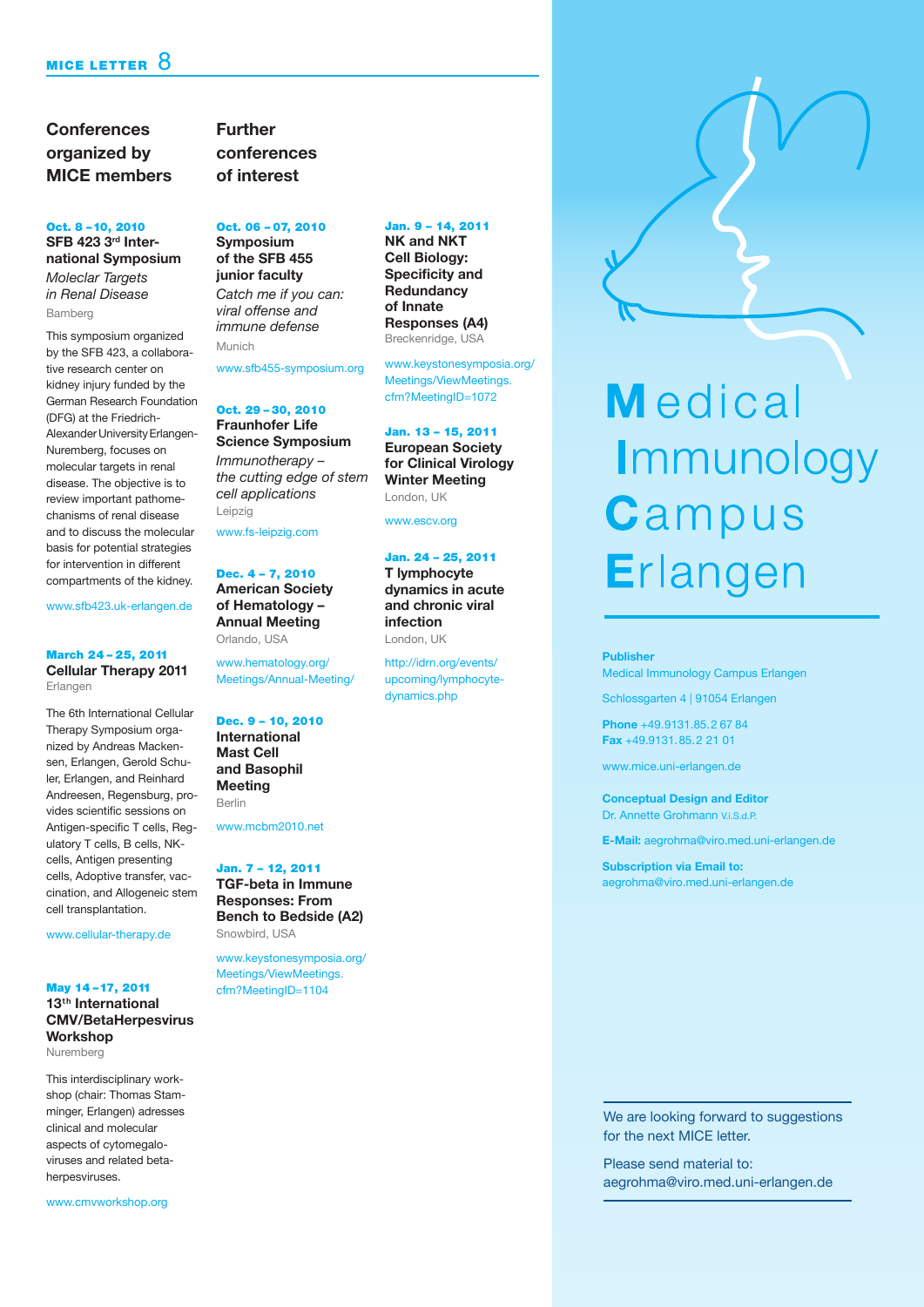## Conferences organized by MICE members

**Oct. 8 – 10, 2010**
**SFB 423 3rd International Symposium**
*Moleclar Targets in Renal Disease*
Bamberg

This symposium organized by the SFB 423, a collaborative research center on kidney injury funded by the German Research Foundation (DFG) at the Friedrich-Alexander University Erlangen-Nuremberg, focuses on molecular targets in renal disease. The objective is to review important pathomechanisms of renal disease and to discuss the molecular basis for potential strategies for intervention in different compartments of the kidney.

www.sfb423.uk-erlangen.de

**March 24 – 25, 2011**
**Cellular Therapy 2011**
Erlangen

The 6th International Cellular Therapy Symposium organized by Andreas Mackensen, Erlangen, Gerold Schuler, Erlangen, and Reinhard Andreesen, Regensburg, provides scientific sessions on Antigen-specific T cells, Regulatory T cells, B cells, NK-cells, Antigen presenting cells, Adoptive transfer, vaccination, and Allogeneic stem cell transplantation.

www.cellular-therapy.de

**May 14 – 17, 2011**
**13th International CMV/BetaHerpesvirus Workshop**
Nuremberg

This interdisciplinary workshop (chair: Thomas Stamminger, Erlangen) adresses clinical and molecular aspects of cytomegaloviruses and related betaherpesviruses.

www.cmvworkshop.org

## Further conferences of interest

**Oct. 06 – 07, 2010**
**Symposium of the SFB 455 junior faculty**
*Catch me if you can: viral offense and immune defense*
Munich

www.sfb455-symposium.org

**Oct. 29 – 30, 2010**
**Fraunhofer Life Science Symposium**
*Immunotherapy – the cutting edge of stem cell applications*
Leipzig

www.fs-leipzig.com

**Dec. 4 – 7, 2010**
**American Society of Hematology – Annual Meeting**
Orlando, USA

www.hematology.org/Meetings/Annual-Meeting/

**Dec. 9 – 10, 2010**
**International Mast Cell and Basophil Meeting**
Berlin

www.mcbm2010.net

**Jan. 7 – 12, 2011**
**TGF-beta in Immune Responses: From Bench to Bedside (A2)**
Snowbird, USA

www.keystonesymposia.org/Meetings/ViewMeetings.cfm?MeetingID=1104

**Jan. 9 – 14, 2011**
**NK and NKT Cell Biology: Specificity and Redundancy of Innate Responses (A4)**
Breckenridge, USA

www.keystonesymposia.org/Meetings/ViewMeetings.cfm?MeetingID=1072

**Jan. 13 – 15, 2011**
**European Society for Clinical Virology Winter Meeting**
London, UK

www.escv.org

**Jan. 24 – 25, 2011**
**T lymphocyte dynamics in acute and chronic viral infection**
London, UK

http://idrn.org/events/upcoming/lymphocyte-dynamics.php

# Medical Immunology Campus Erlangen

**Publisher**
Medical Immunology Campus Erlangen

Schlossgarten 4 | 91054 Erlangen

**Phone** +49.9131.85.2 67 84
**Fax** +49.9131.85.2 21 01

www.mice.uni-erlangen.de

**Conceptual Design and Editor**
Dr. Annette Grohmann V.i.S.d.P.

**E-Mail:** aegrohma@viro.med.uni-erlangen.de

**Subscription via Email to:**
aegrohma@viro.med.uni-erlangen.de

We are looking forward to suggestions for the next MICE letter.

Please send material to:
aegrohma@viro.med.uni-erlangen.de